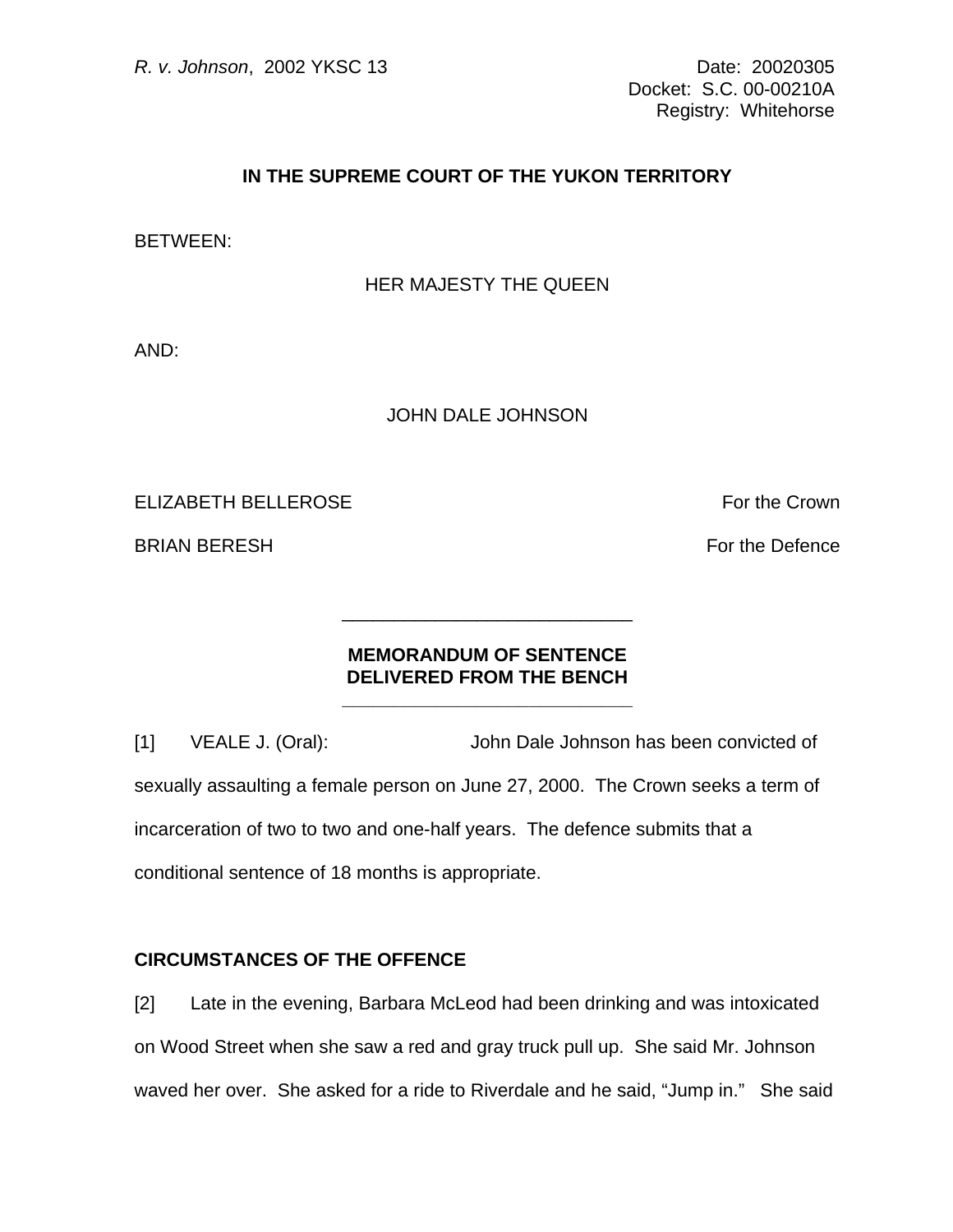*R. v. Johnson*, 2002 YKSC 13

Date: 20020305
Docket: S.C. 00-00210A
Registry: Whitehorse

**IN THE SUPREME COURT OF THE YUKON TERRITORY**

BETWEEN:

HER MAJESTY THE QUEEN

AND:

JOHN DALE JOHNSON

ELIZABETH BELLEROSE — For the Crown

BRIAN BERESH — For the Defence

---

**MEMORANDUM OF SENTENCE**
**DELIVERED FROM THE BENCH**

---

[1] VEALE J. (Oral): John Dale Johnson has been convicted of sexually assaulting a female person on June 27, 2000. The Crown seeks a term of incarceration of two to two and one-half years. The defence submits that a conditional sentence of 18 months is appropriate.

**CIRCUMSTANCES OF THE OFFENCE**

[2] Late in the evening, Barbara McLeod had been drinking and was intoxicated on Wood Street when she saw a red and gray truck pull up. She said Mr. Johnson waved her over. She asked for a ride to Riverdale and he said, “Jump in.” She said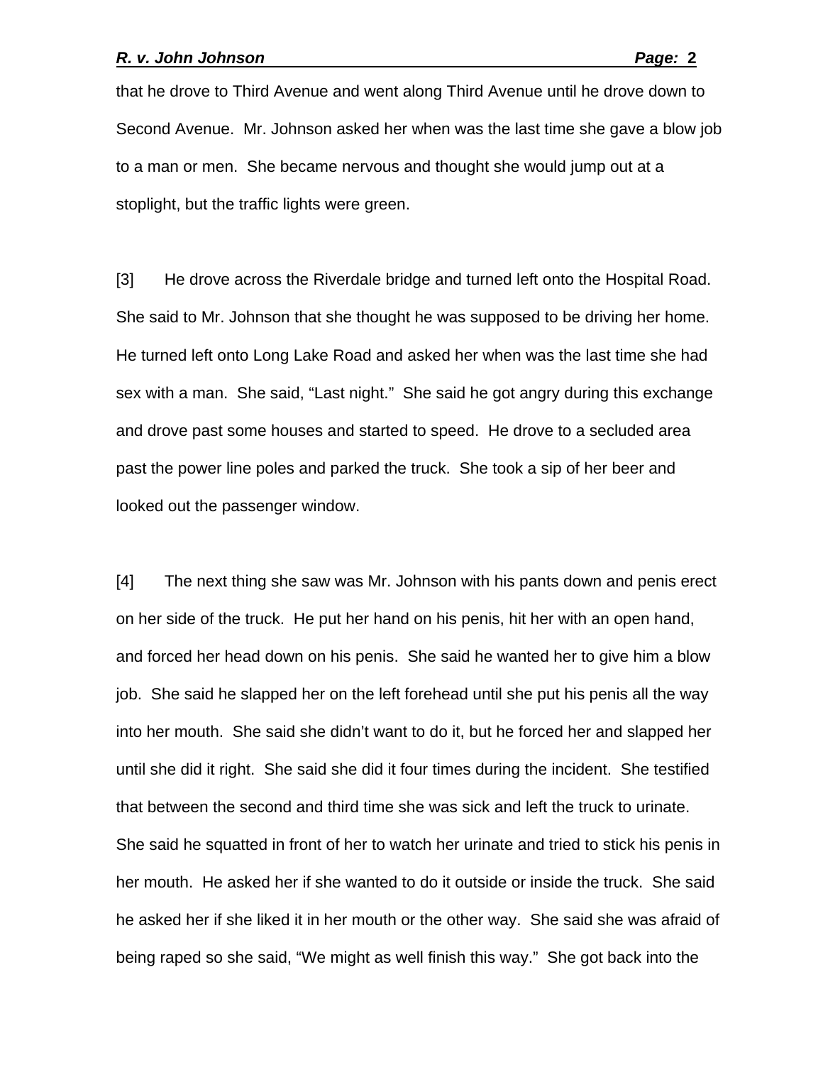that he drove to Third Avenue and went along Third Avenue until he drove down to Second Avenue. Mr. Johnson asked her when was the last time she gave a blow job to a man or men. She became nervous and thought she would jump out at a stoplight, but the traffic lights were green.

[3] He drove across the Riverdale bridge and turned left onto the Hospital Road. She said to Mr. Johnson that she thought he was supposed to be driving her home. He turned left onto Long Lake Road and asked her when was the last time she had sex with a man. She said, "Last night." She said he got angry during this exchange and drove past some houses and started to speed. He drove to a secluded area past the power line poles and parked the truck. She took a sip of her beer and looked out the passenger window.

[4] The next thing she saw was Mr. Johnson with his pants down and penis erect on her side of the truck. He put her hand on his penis, hit her with an open hand, and forced her head down on his penis. She said he wanted her to give him a blow job. She said he slapped her on the left forehead until she put his penis all the way into her mouth. She said she didn't want to do it, but he forced her and slapped her until she did it right. She said she did it four times during the incident. She testified that between the second and third time she was sick and left the truck to urinate. She said he squatted in front of her to watch her urinate and tried to stick his penis in her mouth. He asked her if she wanted to do it outside or inside the truck. She said he asked her if she liked it in her mouth or the other way. She said she was afraid of being raped so she said, "We might as well finish this way." She got back into the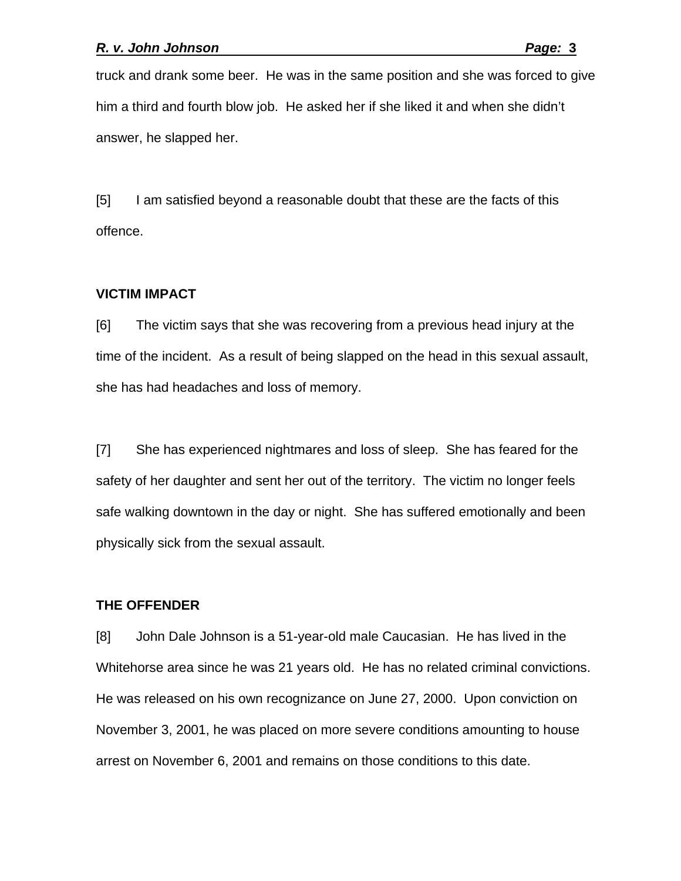truck and drank some beer. He was in the same position and she was forced to give him a third and fourth blow job. He asked her if she liked it and when she didn't answer, he slapped her.

[5] I am satisfied beyond a reasonable doubt that these are the facts of this offence.

**VICTIM IMPACT**

[6] The victim says that she was recovering from a previous head injury at the time of the incident. As a result of being slapped on the head in this sexual assault, she has had headaches and loss of memory.

[7] She has experienced nightmares and loss of sleep. She has feared for the safety of her daughter and sent her out of the territory. The victim no longer feels safe walking downtown in the day or night. She has suffered emotionally and been physically sick from the sexual assault.

**THE OFFENDER**

[8] John Dale Johnson is a 51-year-old male Caucasian. He has lived in the Whitehorse area since he was 21 years old. He has no related criminal convictions. He was released on his own recognizance on June 27, 2000. Upon conviction on November 3, 2001, he was placed on more severe conditions amounting to house arrest on November 6, 2001 and remains on those conditions to this date.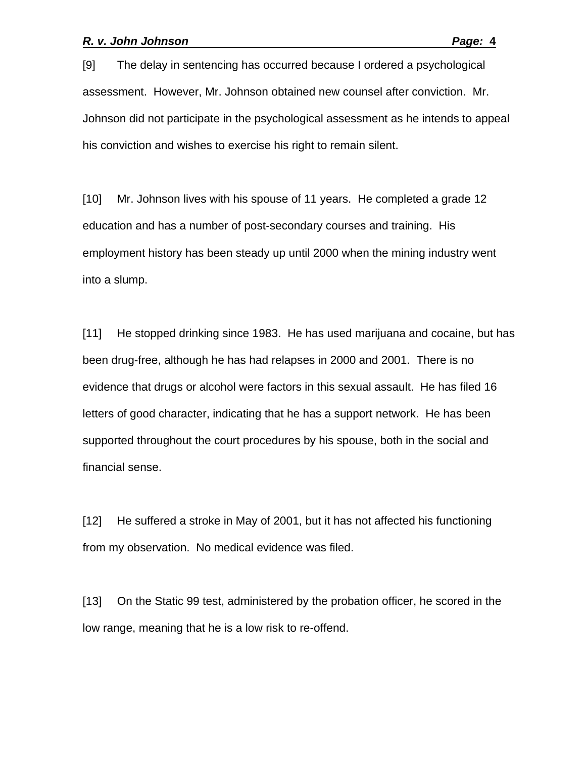[9] The delay in sentencing has occurred because I ordered a psychological assessment. However, Mr. Johnson obtained new counsel after conviction. Mr. Johnson did not participate in the psychological assessment as he intends to appeal his conviction and wishes to exercise his right to remain silent.

[10] Mr. Johnson lives with his spouse of 11 years. He completed a grade 12 education and has a number of post-secondary courses and training. His employment history has been steady up until 2000 when the mining industry went into a slump.

[11] He stopped drinking since 1983. He has used marijuana and cocaine, but has been drug-free, although he has had relapses in 2000 and 2001. There is no evidence that drugs or alcohol were factors in this sexual assault. He has filed 16 letters of good character, indicating that he has a support network. He has been supported throughout the court procedures by his spouse, both in the social and financial sense.

[12] He suffered a stroke in May of 2001, but it has not affected his functioning from my observation. No medical evidence was filed.

[13] On the Static 99 test, administered by the probation officer, he scored in the low range, meaning that he is a low risk to re-offend.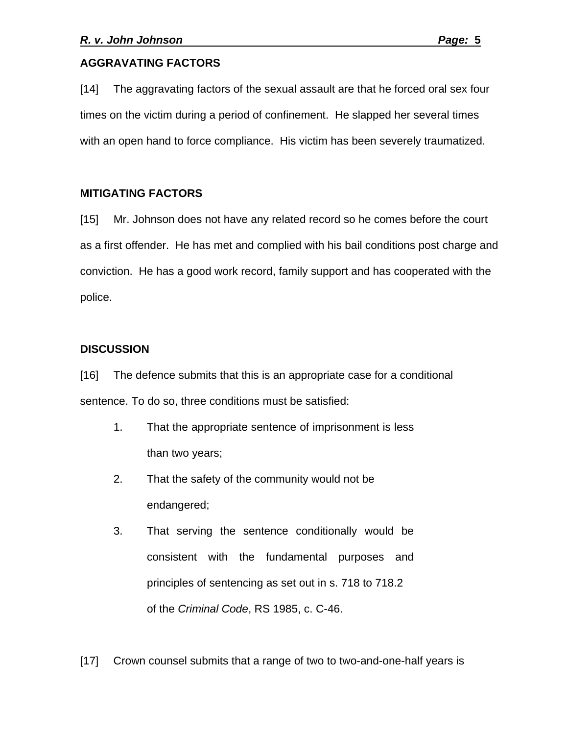## AGGRAVATING FACTORS

[14] The aggravating factors of the sexual assault are that he forced oral sex four times on the victim during a period of confinement. He slapped her several times with an open hand to force compliance. His victim has been severely traumatized.

## MITIGATING FACTORS

[15] Mr. Johnson does not have any related record so he comes before the court as a first offender. He has met and complied with his bail conditions post charge and conviction. He has a good work record, family support and has cooperated with the police.

## DISCUSSION

[16] The defence submits that this is an appropriate case for a conditional sentence. To do so, three conditions must be satisfied:

1. That the appropriate sentence of imprisonment is less than two years;
2. That the safety of the community would not be endangered;
3. That serving the sentence conditionally would be consistent with the fundamental purposes and principles of sentencing as set out in s. 718 to 718.2 of the *Criminal Code*, RS 1985, c. C-46.

[17] Crown counsel submits that a range of two to two-and-one-half years is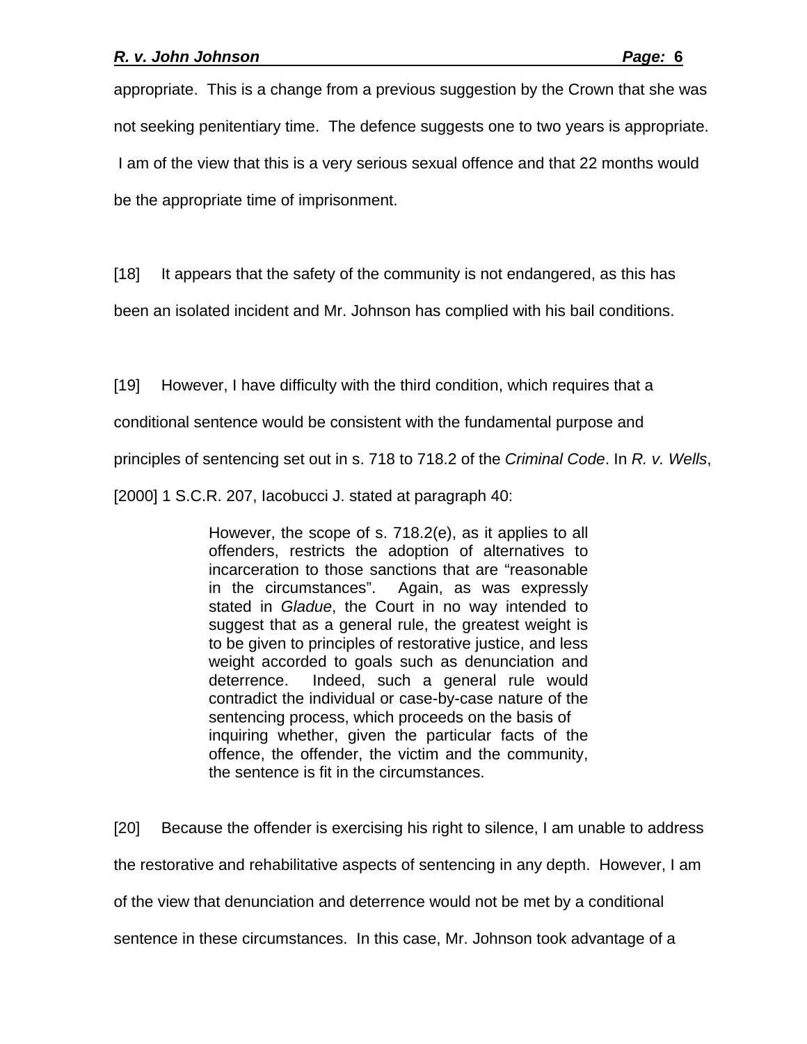appropriate. This is a change from a previous suggestion by the Crown that she was not seeking penitentiary time. The defence suggests one to two years is appropriate. I am of the view that this is a very serious sexual offence and that 22 months would be the appropriate time of imprisonment.

[18] It appears that the safety of the community is not endangered, as this has been an isolated incident and Mr. Johnson has complied with his bail conditions.

[19] However, I have difficulty with the third condition, which requires that a conditional sentence would be consistent with the fundamental purpose and principles of sentencing set out in s. 718 to 718.2 of the *Criminal Code*. In *R. v. Wells*, [2000] 1 S.C.R. 207, Iacobucci J. stated at paragraph 40:

> However, the scope of s. 718.2(e), as it applies to all offenders, restricts the adoption of alternatives to incarceration to those sanctions that are "reasonable in the circumstances". Again, as was expressly stated in *Gladue*, the Court in no way intended to suggest that as a general rule, the greatest weight is to be given to principles of restorative justice, and less weight accorded to goals such as denunciation and deterrence. Indeed, such a general rule would contradict the individual or case-by-case nature of the sentencing process, which proceeds on the basis of inquiring whether, given the particular facts of the offence, the offender, the victim and the community, the sentence is fit in the circumstances.

[20] Because the offender is exercising his right to silence, I am unable to address the restorative and rehabilitative aspects of sentencing in any depth. However, I am of the view that denunciation and deterrence would not be met by a conditional sentence in these circumstances. In this case, Mr. Johnson took advantage of a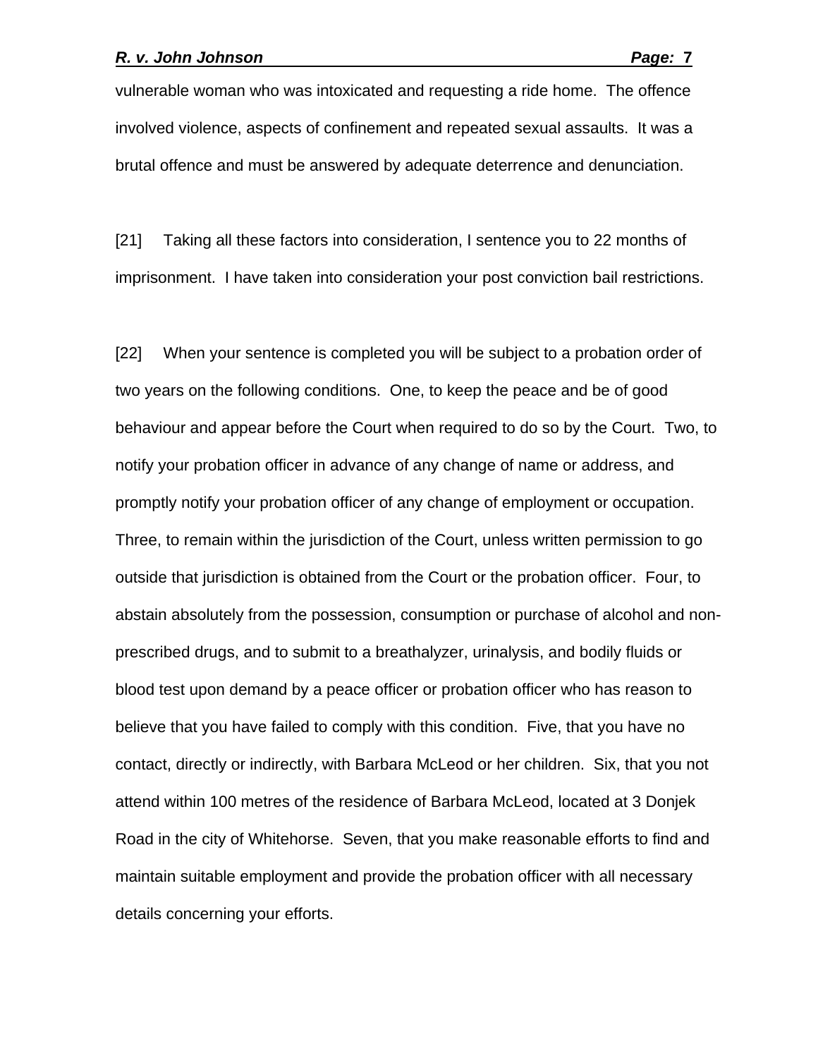vulnerable woman who was intoxicated and requesting a ride home. The offence involved violence, aspects of confinement and repeated sexual assaults. It was a brutal offence and must be answered by adequate deterrence and denunciation.

[21] Taking all these factors into consideration, I sentence you to 22 months of imprisonment. I have taken into consideration your post conviction bail restrictions.

[22] When your sentence is completed you will be subject to a probation order of two years on the following conditions. One, to keep the peace and be of good behaviour and appear before the Court when required to do so by the Court. Two, to notify your probation officer in advance of any change of name or address, and promptly notify your probation officer of any change of employment or occupation. Three, to remain within the jurisdiction of the Court, unless written permission to go outside that jurisdiction is obtained from the Court or the probation officer. Four, to abstain absolutely from the possession, consumption or purchase of alcohol and non-prescribed drugs, and to submit to a breathalyzer, urinalysis, and bodily fluids or blood test upon demand by a peace officer or probation officer who has reason to believe that you have failed to comply with this condition. Five, that you have no contact, directly or indirectly, with Barbara McLeod or her children. Six, that you not attend within 100 metres of the residence of Barbara McLeod, located at 3 Donjek Road in the city of Whitehorse. Seven, that you make reasonable efforts to find and maintain suitable employment and provide the probation officer with all necessary details concerning your efforts.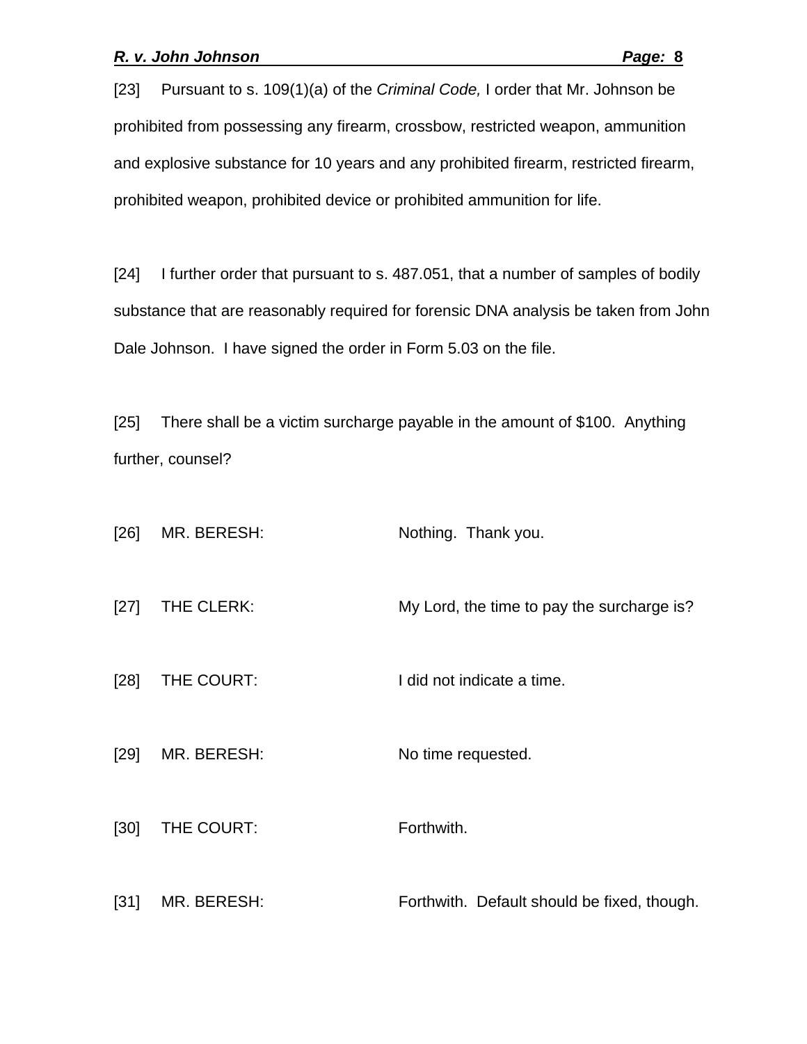[23] Pursuant to s. 109(1)(a) of the *Criminal Code,* I order that Mr. Johnson be prohibited from possessing any firearm, crossbow, restricted weapon, ammunition and explosive substance for 10 years and any prohibited firearm, restricted firearm, prohibited weapon, prohibited device or prohibited ammunition for life.

[24] I further order that pursuant to s. 487.051, that a number of samples of bodily substance that are reasonably required for forensic DNA analysis be taken from John Dale Johnson. I have signed the order in Form 5.03 on the file.

[25] There shall be a victim surcharge payable in the amount of $100. Anything further, counsel?

[26] MR. BERESH: Nothing. Thank you.

[27] THE CLERK: My Lord, the time to pay the surcharge is?

[28] THE COURT: I did not indicate a time.

[29] MR. BERESH: No time requested.

[30] THE COURT: Forthwith.

[31] MR. BERESH: Forthwith. Default should be fixed, though.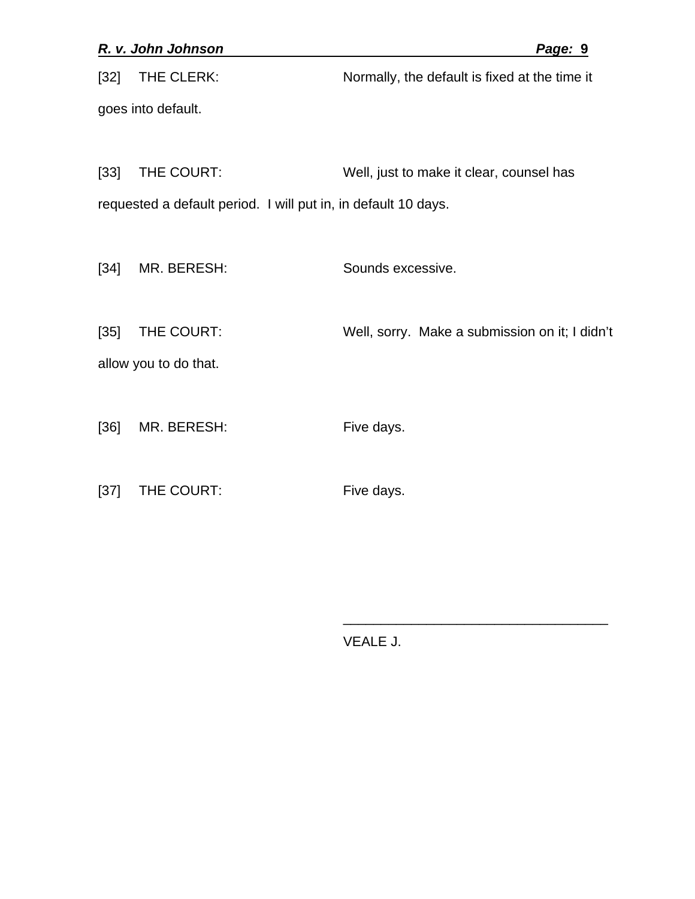[32] THE CLERK: Normally, the default is fixed at the time it goes into default.

[33] THE COURT: Well, just to make it clear, counsel has requested a default period. I will put in, in default 10 days.

[34] MR. BERESH: Sounds excessive.

[35] THE COURT: Well, sorry. Make a submission on it; I didn't allow you to do that.

[36] MR. BERESH: Five days.

[37] THE COURT: Five days.

\_\_\_\_\_\_\_\_\_\_\_\_\_\_\_\_\_\_\_\_\_\_\_\_\_\_\_\_\_\_\_\_\_\_\_

VEALE J.